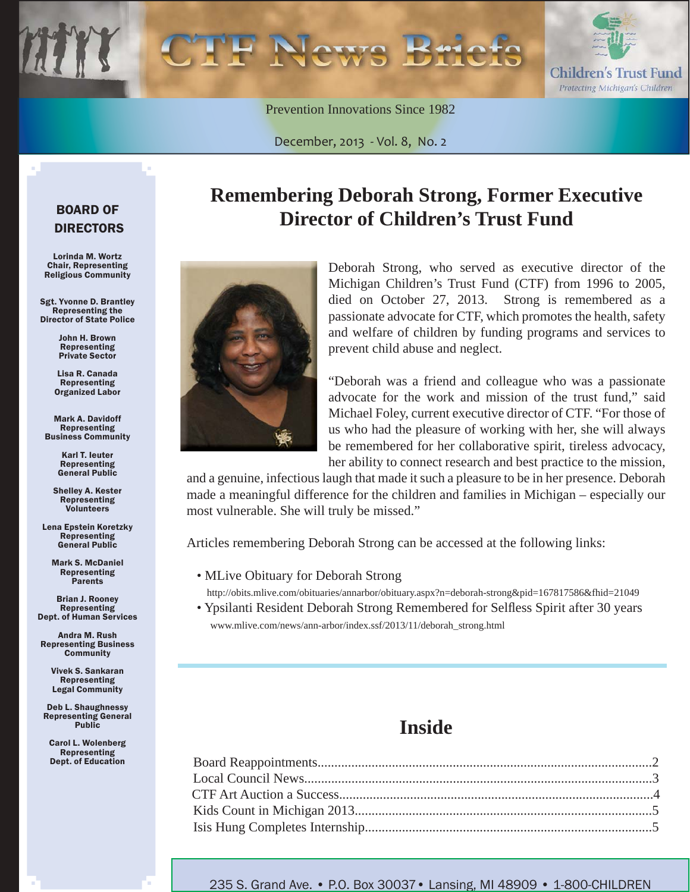# CTF News Briefs

**Children's Trust Fund**
*Protecting Michigan's Children*

Prevention Innovations Since 1982

December, 2013 - Vol. 8, No. 2

## Remembering Deborah Strong, Former Executive Director of Children's Trust Fund

Deborah Strong, who served as executive director of the Michigan Children's Trust Fund (CTF) from 1996 to 2005, died on October 27, 2013. Strong is remembered as a passionate advocate for CTF, which promotes the health, safety and welfare of children by funding programs and services to prevent child abuse and neglect.

"Deborah was a friend and colleague who was a passionate advocate for the work and mission of the trust fund," said Michael Foley, current executive director of CTF. "For those of us who had the pleasure of working with her, she will always be remembered for her collaborative spirit, tireless advocacy, her ability to connect research and best practice to the mission, and a genuine, infectious laugh that made it such a pleasure to be in her presence. Deborah made a meaningful difference for the children and families in Michigan – especially our most vulnerable. She will truly be missed."

Articles remembering Deborah Strong can be accessed at the following links:

- MLive Obituary for Deborah Strong
  http://obits.mlive.com/obituaries/annarbor/obituary.aspx?n=deborah-strong&pid=167817586&fhid=21049
- Ypsilanti Resident Deborah Strong Remembered for Selfless Spirit after 30 years
  www.mlive.com/news/ann-arbor/index.ssf/2013/11/deborah_strong.html

## Inside

Board Reappointments....................2
Local Council News....................3
CTF Art Auction a Success....................4
Kids Count in Michigan 2013....................5
Isis Hung Completes Internship....................5

### BOARD OF DIRECTORS

**Lorinda M. Wortz**
Chair, Representing Religious Community

**Sgt. Yvonne D. Brantley**
Representing the Director of State Police

**John H. Brown**
Representing Private Sector

**Lisa R. Canada**
Representing Organized Labor

**Mark A. Davidoff**
Representing Business Community

**Karl T. Ieuter**
Representing General Public

**Shelley A. Kester**
Representing Volunteers

**Lena Epstein Koretzky**
Representing General Public

**Mark S. McDaniel**
Representing Parents

**Brian J. Rooney**
Representing Dept. of Human Services

**Andra M. Rush**
Representing Business Community

**Vivek S. Sankaran**
Representing Legal Community

**Deb L. Shaughnessy**
Representing General Public

**Carol L. Wolenberg**
Representing Dept. of Education

235 S. Grand Ave. • P.O. Box 30037 • Lansing, MI 48909 • 1-800-CHILDREN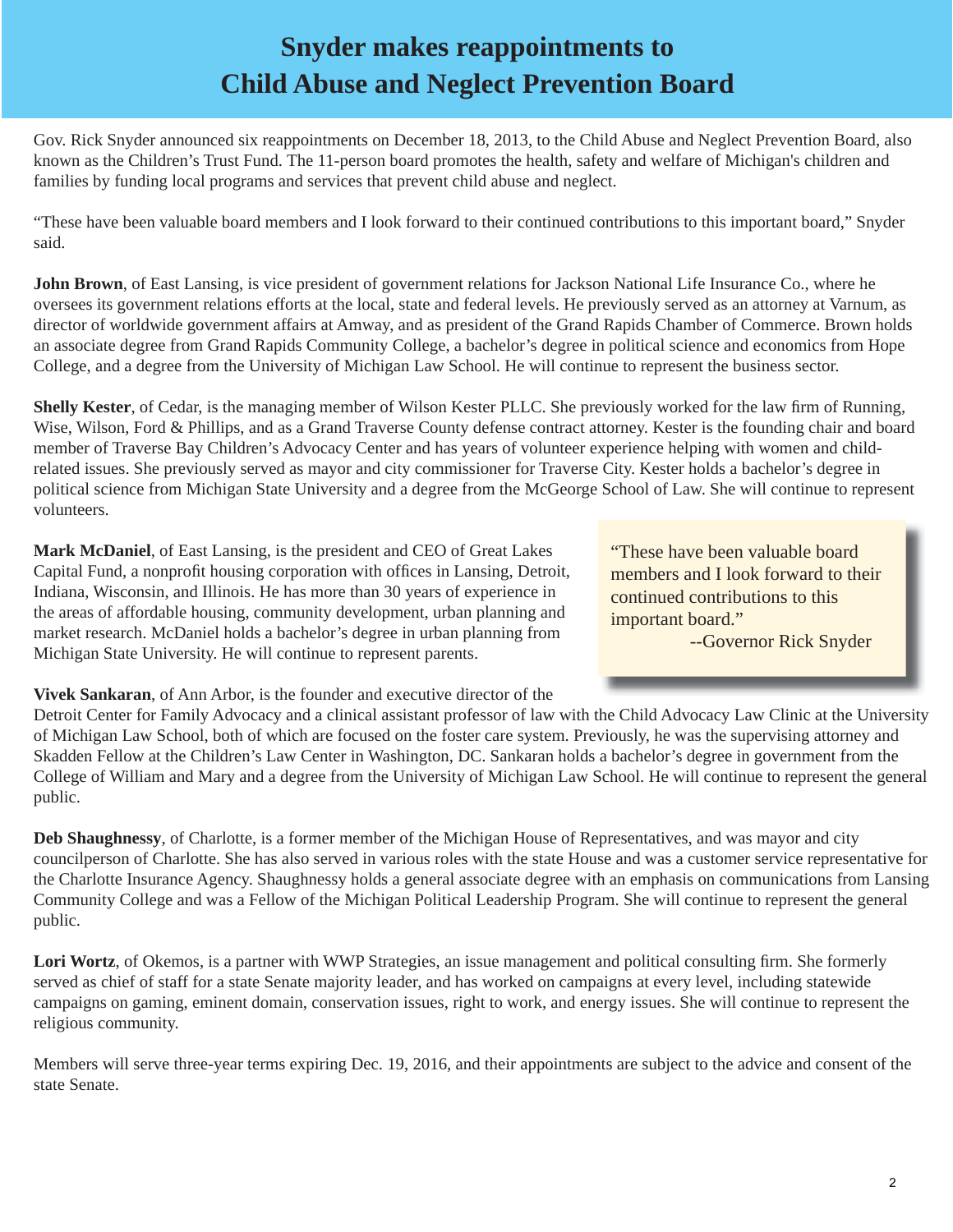# Snyder makes reappointments to Child Abuse and Neglect Prevention Board

Gov. Rick Snyder announced six reappointments on December 18, 2013, to the Child Abuse and Neglect Prevention Board, also known as the Children's Trust Fund. The 11-person board promotes the health, safety and welfare of Michigan's children and families by funding local programs and services that prevent child abuse and neglect.

"These have been valuable board members and I look forward to their continued contributions to this important board," Snyder said.

**John Brown**, of East Lansing, is vice president of government relations for Jackson National Life Insurance Co., where he oversees its government relations efforts at the local, state and federal levels. He previously served as an attorney at Varnum, as director of worldwide government affairs at Amway, and as president of the Grand Rapids Chamber of Commerce. Brown holds an associate degree from Grand Rapids Community College, a bachelor's degree in political science and economics from Hope College, and a degree from the University of Michigan Law School. He will continue to represent the business sector.

**Shelly Kester**, of Cedar, is the managing member of Wilson Kester PLLC. She previously worked for the law firm of Running, Wise, Wilson, Ford & Phillips, and as a Grand Traverse County defense contract attorney. Kester is the founding chair and board member of Traverse Bay Children's Advocacy Center and has years of volunteer experience helping with women and child-related issues. She previously served as mayor and city commissioner for Traverse City. Kester holds a bachelor's degree in political science from Michigan State University and a degree from the McGeorge School of Law. She will continue to represent volunteers.

**Mark McDaniel**, of East Lansing, is the president and CEO of Great Lakes Capital Fund, a nonprofit housing corporation with offices in Lansing, Detroit, Indiana, Wisconsin, and Illinois. He has more than 30 years of experience in the areas of affordable housing, community development, urban planning and market research. McDaniel holds a bachelor's degree in urban planning from Michigan State University. He will continue to represent parents.

> "These have been valuable board members and I look forward to their continued contributions to this important board."
> --Governor Rick Snyder

**Vivek Sankaran**, of Ann Arbor, is the founder and executive director of the Detroit Center for Family Advocacy and a clinical assistant professor of law with the Child Advocacy Law Clinic at the University of Michigan Law School, both of which are focused on the foster care system. Previously, he was the supervising attorney and Skadden Fellow at the Children's Law Center in Washington, DC. Sankaran holds a bachelor's degree in government from the College of William and Mary and a degree from the University of Michigan Law School. He will continue to represent the general public.

**Deb Shaughnessy**, of Charlotte, is a former member of the Michigan House of Representatives, and was mayor and city councilperson of Charlotte. She has also served in various roles with the state House and was a customer service representative for the Charlotte Insurance Agency. Shaughnessy holds a general associate degree with an emphasis on communications from Lansing Community College and was a Fellow of the Michigan Political Leadership Program. She will continue to represent the general public.

**Lori Wortz**, of Okemos, is a partner with WWP Strategies, an issue management and political consulting firm. She formerly served as chief of staff for a state Senate majority leader, and has worked on campaigns at every level, including statewide campaigns on gaming, eminent domain, conservation issues, right to work, and energy issues. She will continue to represent the religious community.

Members will serve three-year terms expiring Dec. 19, 2016, and their appointments are subject to the advice and consent of the state Senate.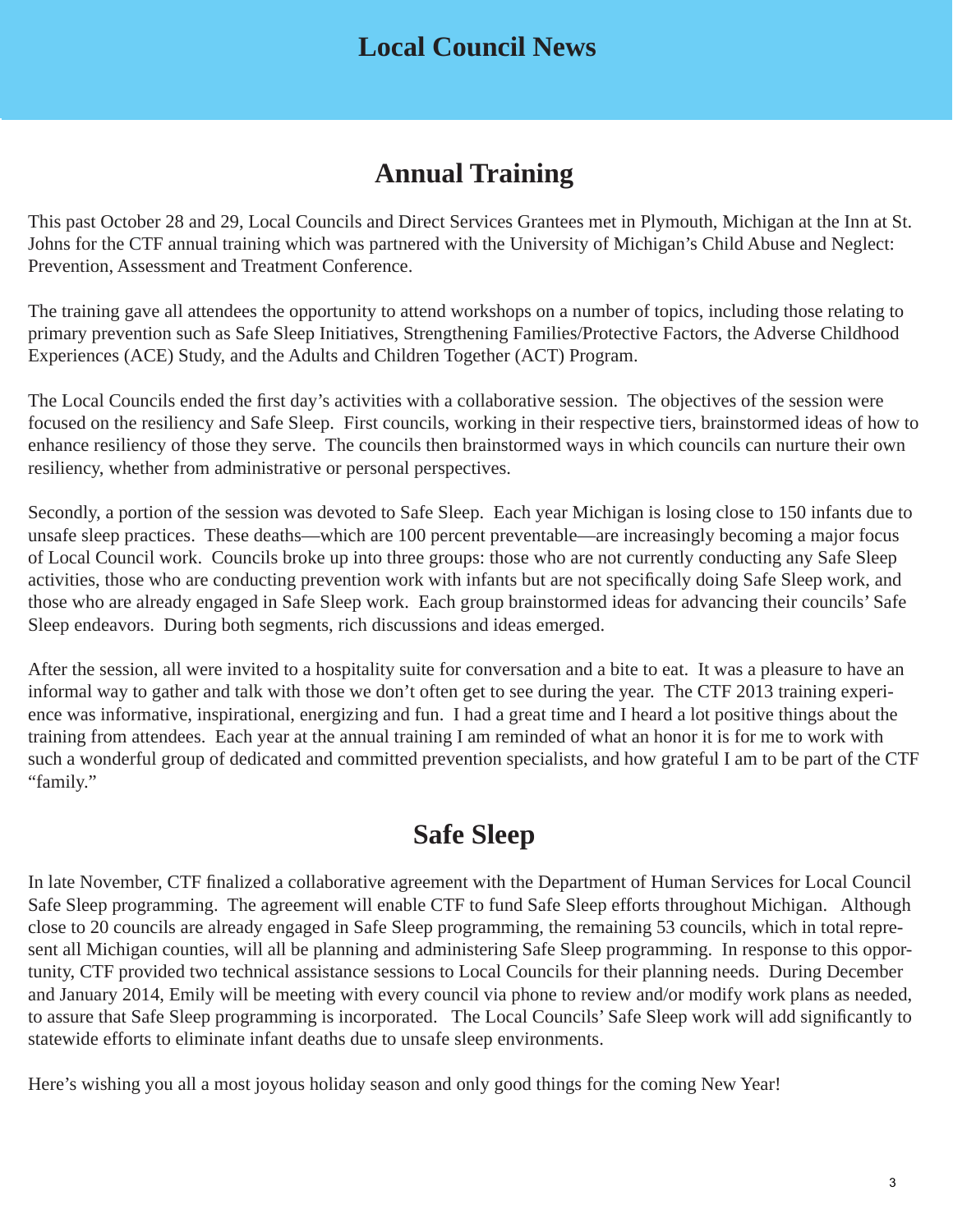# Local Council News

## Annual Training

This past October 28 and 29, Local Councils and Direct Services Grantees met in Plymouth, Michigan at the Inn at St. Johns for the CTF annual training which was partnered with the University of Michigan's Child Abuse and Neglect: Prevention, Assessment and Treatment Conference.

The training gave all attendees the opportunity to attend workshops on a number of topics, including those relating to primary prevention such as Safe Sleep Initiatives, Strengthening Families/Protective Factors, the Adverse Childhood Experiences (ACE) Study, and the Adults and Children Together (ACT) Program.

The Local Councils ended the first day's activities with a collaborative session. The objectives of the session were focused on the resiliency and Safe Sleep. First councils, working in their respective tiers, brainstormed ideas of how to enhance resiliency of those they serve. The councils then brainstormed ways in which councils can nurture their own resiliency, whether from administrative or personal perspectives.

Secondly, a portion of the session was devoted to Safe Sleep. Each year Michigan is losing close to 150 infants due to unsafe sleep practices. These deaths—which are 100 percent preventable—are increasingly becoming a major focus of Local Council work. Councils broke up into three groups: those who are not currently conducting any Safe Sleep activities, those who are conducting prevention work with infants but are not specifically doing Safe Sleep work, and those who are already engaged in Safe Sleep work. Each group brainstormed ideas for advancing their councils' Safe Sleep endeavors. During both segments, rich discussions and ideas emerged.

After the session, all were invited to a hospitality suite for conversation and a bite to eat. It was a pleasure to have an informal way to gather and talk with those we don't often get to see during the year. The CTF 2013 training experience was informative, inspirational, energizing and fun. I had a great time and I heard a lot positive things about the training from attendees. Each year at the annual training I am reminded of what an honor it is for me to work with such a wonderful group of dedicated and committed prevention specialists, and how grateful I am to be part of the CTF "family."

## Safe Sleep

In late November, CTF finalized a collaborative agreement with the Department of Human Services for Local Council Safe Sleep programming. The agreement will enable CTF to fund Safe Sleep efforts throughout Michigan. Although close to 20 councils are already engaged in Safe Sleep programming, the remaining 53 councils, which in total represent all Michigan counties, will all be planning and administering Safe Sleep programming. In response to this opportunity, CTF provided two technical assistance sessions to Local Councils for their planning needs. During December and January 2014, Emily will be meeting with every council via phone to review and/or modify work plans as needed, to assure that Safe Sleep programming is incorporated. The Local Councils' Safe Sleep work will add significantly to statewide efforts to eliminate infant deaths due to unsafe sleep environments.

Here's wishing you all a most joyous holiday season and only good things for the coming New Year!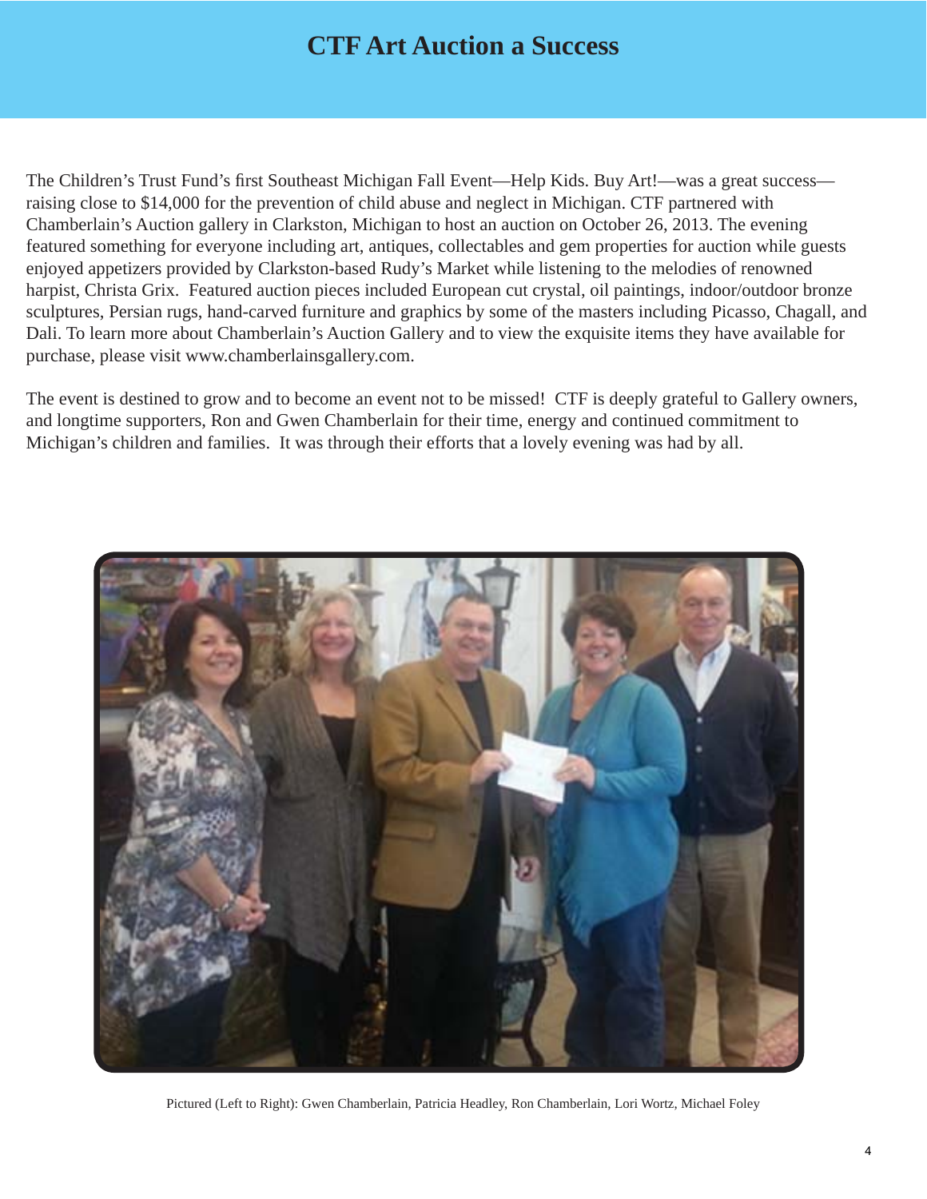# CTF Art Auction a Success

The Children's Trust Fund's first Southeast Michigan Fall Event—Help Kids. Buy Art!—was a great success—raising close to $14,000 for the prevention of child abuse and neglect in Michigan. CTF partnered with Chamberlain's Auction gallery in Clarkston, Michigan to host an auction on October 26, 2013. The evening featured something for everyone including art, antiques, collectables and gem properties for auction while guests enjoyed appetizers provided by Clarkston-based Rudy's Market while listening to the melodies of renowned harpist, Christa Grix. Featured auction pieces included European cut crystal, oil paintings, indoor/outdoor bronze sculptures, Persian rugs, hand-carved furniture and graphics by some of the masters including Picasso, Chagall, and Dali. To learn more about Chamberlain's Auction Gallery and to view the exquisite items they have available for purchase, please visit www.chamberlainsgallery.com.

The event is destined to grow and to become an event not to be missed! CTF is deeply grateful to Gallery owners, and longtime supporters, Ron and Gwen Chamberlain for their time, energy and continued commitment to Michigan's children and families. It was through their efforts that a lovely evening was had by all.

Pictured (Left to Right): Gwen Chamberlain, Patricia Headley, Ron Chamberlain, Lori Wortz, Michael Foley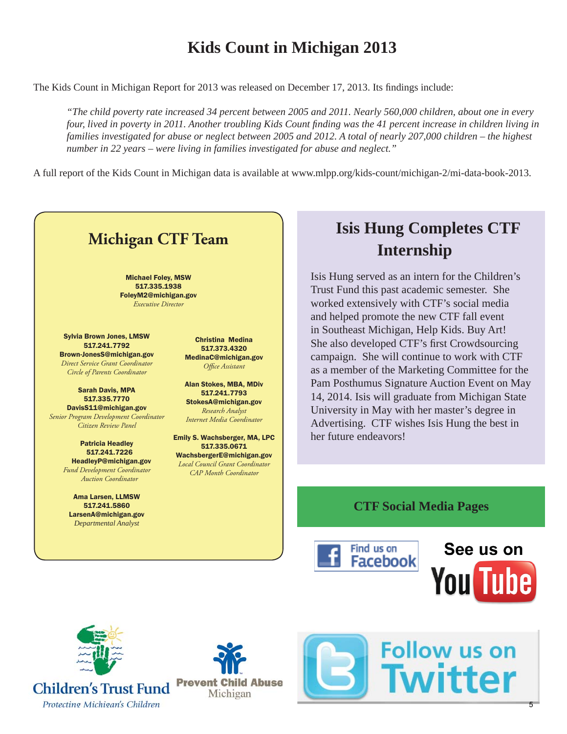# Kids Count in Michigan 2013

The Kids Count in Michigan Report for 2013 was released on December 17, 2013. Its findings include:

> *"The child poverty rate increased 34 percent between 2005 and 2011. Nearly 560,000 children, about one in every four, lived in poverty in 2011. Another troubling Kids Count finding was the 41 percent increase in children living in families investigated for abuse or neglect between 2005 and 2012. A total of nearly 207,000 children – the highest number in 22 years – were living in families investigated for abuse and neglect."*

A full report of the Kids Count in Michigan data is available at www.mlpp.org/kids-count/michigan-2/mi-data-book-2013.

## Michigan CTF Team

**Michael Foley, MSW**
**517.335.1938**
**FoleyM2@michigan.gov**
*Executive Director*

**Sylvia Brown Jones, LMSW**
**517.241.7792**
**Brown-JonesS@michigan.gov**
*Direct Service Grant Coordinator*
*Circle of Parents Coordinator*

**Sarah Davis, MPA**
**517.335.7770**
**DavisS11@michigan.gov**
*Senior Program Development Coordinator*
*Citizen Review Panel*

**Patricia Headley**
**517.241.7226**
**HeadleyP@michigan.gov**
*Fund Development Coordinator*
*Auction Coordinator*

**Ama Larsen, LLMSW**
**517.241.5860**
**LarsenA@michigan.gov**
*Departmental Analyst*

**Christina Medina**
**517.373.4320**
**MedinaC@michigan.gov**
*Office Assistant*

**Alan Stokes, MBA, MDiv**
**517.241.7793**
**StokesA@michigan.gov**
*Research Analyst*
*Internet Media Coordinator*

**Emily S. Wachsberger, MA, LPC**
**517.335.0671**
**WachsbergerE@michigan.gov**
*Local Council Grant Coordinator*
*CAP Month Coordinator*

## Isis Hung Completes CTF Internship

Isis Hung served as an intern for the Children's Trust Fund this past academic semester. She worked extensively with CTF's social media and helped promote the new CTF fall event in Southeast Michigan, Help Kids. Buy Art! She also developed CTF's first Crowdsourcing campaign. She will continue to work with CTF as a member of the Marketing Committee for the Pam Posthumus Signature Auction Event on May 14, 2014. Isis will graduate from Michigan State University in May with her master's degree in Advertising. CTF wishes Isis Hung the best in her future endeavors!

## CTF Social Media Pages

Find us on Facebook

See us on YouTube

Follow us on Twitter

Children's Trust Fund
*Protecting Michigan's Children*

Prevent Child Abuse Michigan